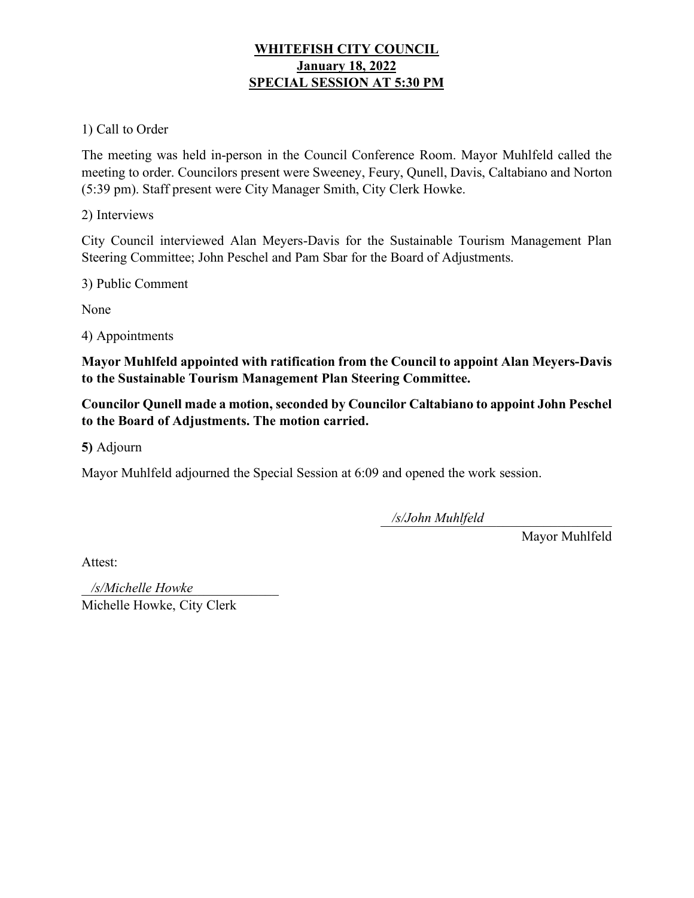# WHITEFISH CITY COUNCIL
## January 18, 2022
## SPECIAL SESSION AT 5:30 PM

1) Call to Order

The meeting was held in-person in the Council Conference Room. Mayor Muhlfeld called the meeting to order. Councilors present were Sweeney, Feury, Qunell, Davis, Caltabiano and Norton (5:39 pm). Staff present were City Manager Smith, City Clerk Howke.

2) Interviews

City Council interviewed Alan Meyers-Davis for the Sustainable Tourism Management Plan Steering Committee; John Peschel and Pam Sbar for the Board of Adjustments.

3) Public Comment

None

4) Appointments

**Mayor Muhlfeld appointed with ratification from the Council to appoint Alan Meyers-Davis to the Sustainable Tourism Management Plan Steering Committee.**

**Councilor Qunell made a motion, seconded by Councilor Caltabiano to appoint John Peschel to the Board of Adjustments. The motion carried.**

**5)** Adjourn

Mayor Muhlfeld adjourned the Special Session at 6:09 and opened the work session.

*/s/John Muhlfeld*
Mayor Muhlfeld

Attest:

*/s/Michelle Howke*
Michelle Howke, City Clerk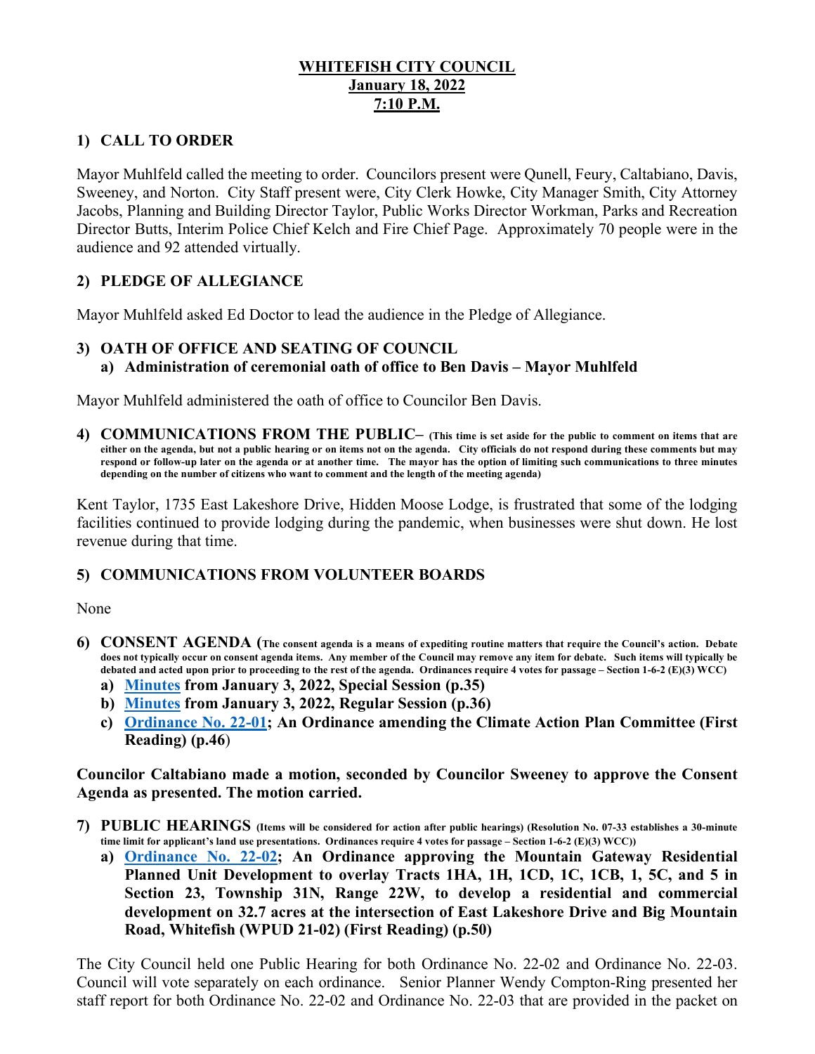# WHITEFISH CITY COUNCIL
# January 18, 2022
# 7:10 P.M.

## 1) CALL TO ORDER

Mayor Muhlfeld called the meeting to order. Councilors present were Qunell, Feury, Caltabiano, Davis, Sweeney, and Norton. City Staff present were, City Clerk Howke, City Manager Smith, City Attorney Jacobs, Planning and Building Director Taylor, Public Works Director Workman, Parks and Recreation Director Butts, Interim Police Chief Kelch and Fire Chief Page. Approximately 70 people were in the audience and 92 attended virtually.

## 2) PLEDGE OF ALLEGIANCE

Mayor Muhlfeld asked Ed Doctor to lead the audience in the Pledge of Allegiance.

## 3) OATH OF OFFICE AND SEATING OF COUNCIL

### a) Administration of ceremonial oath of office to Ben Davis – Mayor Muhlfeld

Mayor Muhlfeld administered the oath of office to Councilor Ben Davis.

## 4) COMMUNICATIONS FROM THE PUBLIC– (This time is set aside for the public to comment on items that are either on the agenda, but not a public hearing or on items not on the agenda. City officials do not respond during these comments but may respond or follow-up later on the agenda or at another time. The mayor has the option of limiting such communications to three minutes depending on the number of citizens who want to comment and the length of the meeting agenda)

Kent Taylor, 1735 East Lakeshore Drive, Hidden Moose Lodge, is frustrated that some of the lodging facilities continued to provide lodging during the pandemic, when businesses were shut down. He lost revenue during that time.

## 5) COMMUNICATIONS FROM VOLUNTEER BOARDS

None

## 6) CONSENT AGENDA (The consent agenda is a means of expediting routine matters that require the Council's action. Debate does not typically occur on consent agenda items. Any member of the Council may remove any item for debate. Such items will typically be debated and acted upon prior to proceeding to the rest of the agenda. Ordinances require 4 votes for passage – Section 1-6-2 (E)(3) WCC)

a) **Minutes from January 3, 2022, Special Session (p.35)**
b) **Minutes from January 3, 2022, Regular Session (p.36)**
c) **Ordinance No. 22-01; An Ordinance amending the Climate Action Plan Committee (First Reading) (p.46)**

**Councilor Caltabiano made a motion, seconded by Councilor Sweeney to approve the Consent Agenda as presented. The motion carried.**

## 7) PUBLIC HEARINGS (Items will be considered for action after public hearings) (Resolution No. 07-33 establishes a 30-minute time limit for applicant's land use presentations. Ordinances require 4 votes for passage – Section 1-6-2 (E)(3) WCC))

### a) Ordinance No. 22-02; An Ordinance approving the Mountain Gateway Residential Planned Unit Development to overlay Tracts 1HA, 1H, 1CD, 1C, 1CB, 1, 5C, and 5 in Section 23, Township 31N, Range 22W, to develop a residential and commercial development on 32.7 acres at the intersection of East Lakeshore Drive and Big Mountain Road, Whitefish (WPUD 21-02) (First Reading) (p.50)

The City Council held one Public Hearing for both Ordinance No. 22-02 and Ordinance No. 22-03. Council will vote separately on each ordinance. Senior Planner Wendy Compton-Ring presented her staff report for both Ordinance No. 22-02 and Ordinance No. 22-03 that are provided in the packet on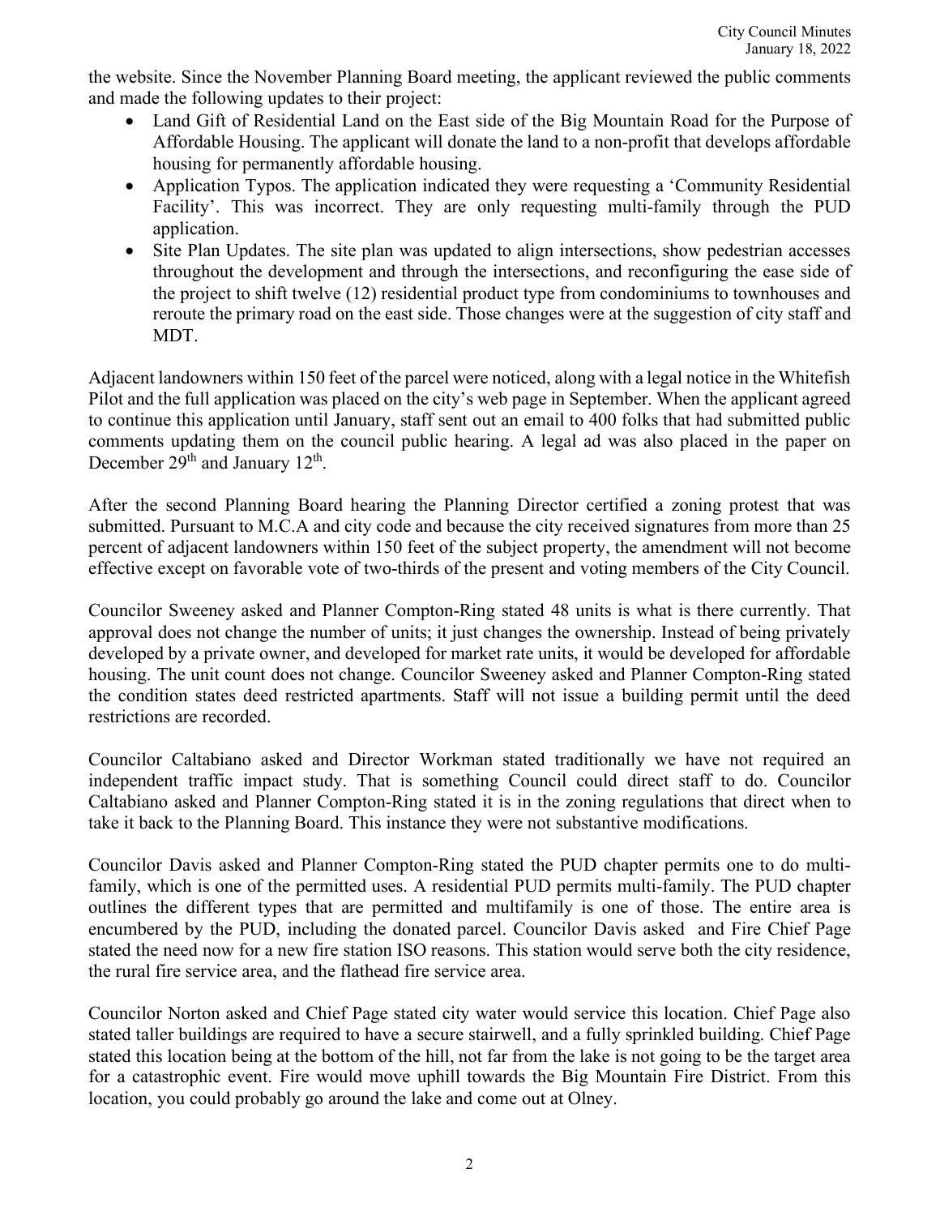the website. Since the November Planning Board meeting, the applicant reviewed the public comments and made the following updates to their project:

- Land Gift of Residential Land on the East side of the Big Mountain Road for the Purpose of Affordable Housing. The applicant will donate the land to a non-profit that develops affordable housing for permanently affordable housing.
- Application Typos. The application indicated they were requesting a 'Community Residential Facility'. This was incorrect. They are only requesting multi-family through the PUD application.
- Site Plan Updates. The site plan was updated to align intersections, show pedestrian accesses throughout the development and through the intersections, and reconfiguring the ease side of the project to shift twelve (12) residential product type from condominiums to townhouses and reroute the primary road on the east side. Those changes were at the suggestion of city staff and MDT.

Adjacent landowners within 150 feet of the parcel were noticed, along with a legal notice in the Whitefish Pilot and the full application was placed on the city's web page in September. When the applicant agreed to continue this application until January, staff sent out an email to 400 folks that had submitted public comments updating them on the council public hearing. A legal ad was also placed in the paper on December 29th and January 12th.

After the second Planning Board hearing the Planning Director certified a zoning protest that was submitted. Pursuant to M.C.A and city code and because the city received signatures from more than 25 percent of adjacent landowners within 150 feet of the subject property, the amendment will not become effective except on favorable vote of two-thirds of the present and voting members of the City Council.

Councilor Sweeney asked and Planner Compton-Ring stated 48 units is what is there currently. That approval does not change the number of units; it just changes the ownership. Instead of being privately developed by a private owner, and developed for market rate units, it would be developed for affordable housing. The unit count does not change. Councilor Sweeney asked and Planner Compton-Ring stated the condition states deed restricted apartments. Staff will not issue a building permit until the deed restrictions are recorded.

Councilor Caltabiano asked and Director Workman stated traditionally we have not required an independent traffic impact study. That is something Council could direct staff to do. Councilor Caltabiano asked and Planner Compton-Ring stated it is in the zoning regulations that direct when to take it back to the Planning Board. This instance they were not substantive modifications.

Councilor Davis asked and Planner Compton-Ring stated the PUD chapter permits one to do multi-family, which is one of the permitted uses. A residential PUD permits multi-family. The PUD chapter outlines the different types that are permitted and multifamily is one of those. The entire area is encumbered by the PUD, including the donated parcel. Councilor Davis asked and Fire Chief Page stated the need now for a new fire station ISO reasons. This station would serve both the city residence, the rural fire service area, and the flathead fire service area.

Councilor Norton asked and Chief Page stated city water would service this location. Chief Page also stated taller buildings are required to have a secure stairwell, and a fully sprinkled building. Chief Page stated this location being at the bottom of the hill, not far from the lake is not going to be the target area for a catastrophic event. Fire would move uphill towards the Big Mountain Fire District. From this location, you could probably go around the lake and come out at Olney.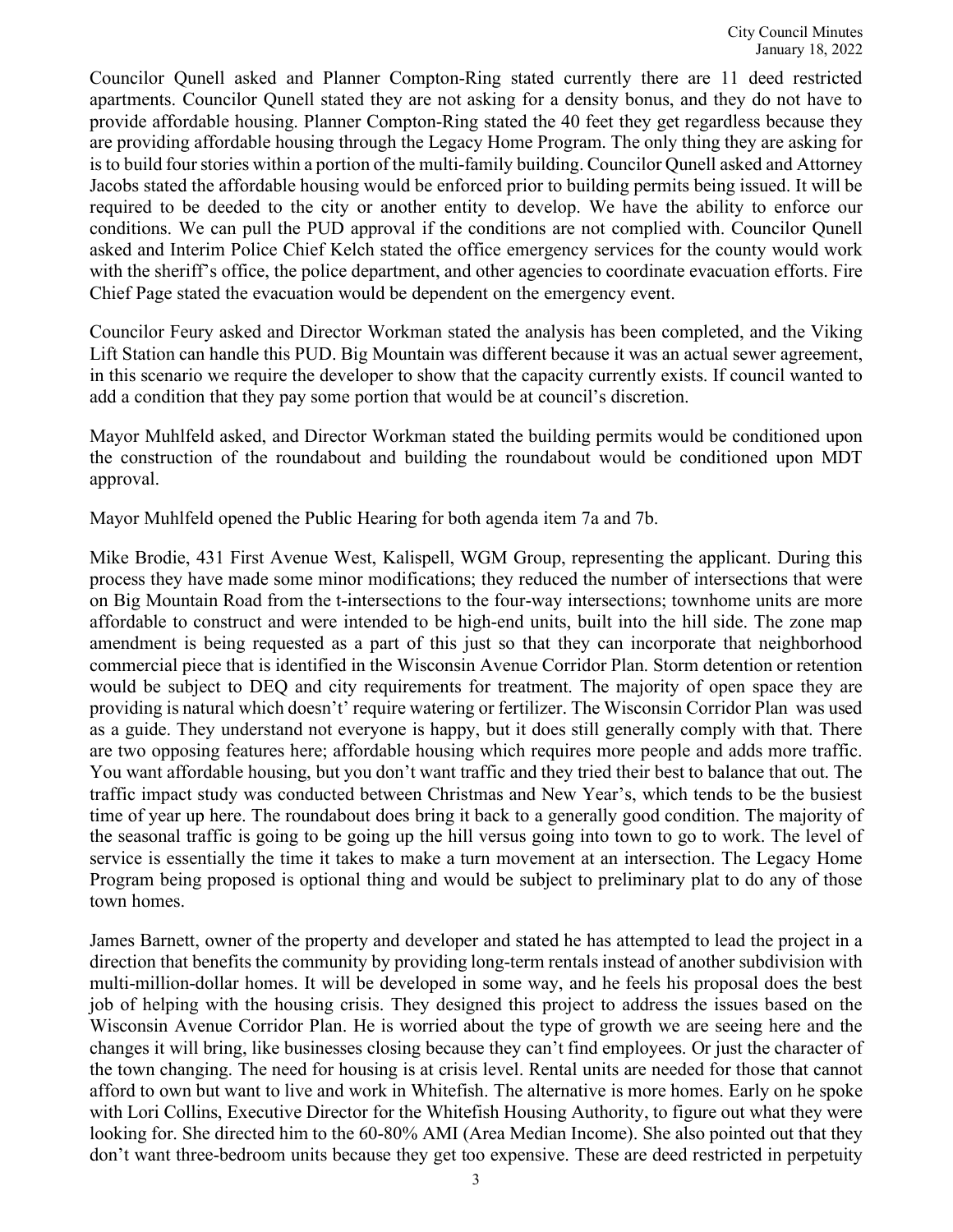Councilor Qunell asked and Planner Compton-Ring stated currently there are 11 deed restricted apartments. Councilor Qunell stated they are not asking for a density bonus, and they do not have to provide affordable housing. Planner Compton-Ring stated the 40 feet they get regardless because they are providing affordable housing through the Legacy Home Program. The only thing they are asking for is to build four stories within a portion of the multi-family building. Councilor Qunell asked and Attorney Jacobs stated the affordable housing would be enforced prior to building permits being issued. It will be required to be deeded to the city or another entity to develop. We have the ability to enforce our conditions. We can pull the PUD approval if the conditions are not complied with. Councilor Qunell asked and Interim Police Chief Kelch stated the office emergency services for the county would work with the sheriff's office, the police department, and other agencies to coordinate evacuation efforts. Fire Chief Page stated the evacuation would be dependent on the emergency event.

Councilor Feury asked and Director Workman stated the analysis has been completed, and the Viking Lift Station can handle this PUD. Big Mountain was different because it was an actual sewer agreement, in this scenario we require the developer to show that the capacity currently exists. If council wanted to add a condition that they pay some portion that would be at council's discretion.

Mayor Muhlfeld asked, and Director Workman stated the building permits would be conditioned upon the construction of the roundabout and building the roundabout would be conditioned upon MDT approval.

Mayor Muhlfeld opened the Public Hearing for both agenda item 7a and 7b.

Mike Brodie, 431 First Avenue West, Kalispell, WGM Group, representing the applicant. During this process they have made some minor modifications; they reduced the number of intersections that were on Big Mountain Road from the t-intersections to the four-way intersections; townhome units are more affordable to construct and were intended to be high-end units, built into the hill side. The zone map amendment is being requested as a part of this just so that they can incorporate that neighborhood commercial piece that is identified in the Wisconsin Avenue Corridor Plan. Storm detention or retention would be subject to DEQ and city requirements for treatment. The majority of open space they are providing is natural which doesn't' require watering or fertilizer. The Wisconsin Corridor Plan was used as a guide. They understand not everyone is happy, but it does still generally comply with that. There are two opposing features here; affordable housing which requires more people and adds more traffic. You want affordable housing, but you don't want traffic and they tried their best to balance that out. The traffic impact study was conducted between Christmas and New Year's, which tends to be the busiest time of year up here. The roundabout does bring it back to a generally good condition. The majority of the seasonal traffic is going to be going up the hill versus going into town to go to work. The level of service is essentially the time it takes to make a turn movement at an intersection. The Legacy Home Program being proposed is optional thing and would be subject to preliminary plat to do any of those town homes.

James Barnett, owner of the property and developer and stated he has attempted to lead the project in a direction that benefits the community by providing long-term rentals instead of another subdivision with multi-million-dollar homes. It will be developed in some way, and he feels his proposal does the best job of helping with the housing crisis. They designed this project to address the issues based on the Wisconsin Avenue Corridor Plan. He is worried about the type of growth we are seeing here and the changes it will bring, like businesses closing because they can't find employees. Or just the character of the town changing. The need for housing is at crisis level. Rental units are needed for those that cannot afford to own but want to live and work in Whitefish. The alternative is more homes. Early on he spoke with Lori Collins, Executive Director for the Whitefish Housing Authority, to figure out what they were looking for. She directed him to the 60-80% AMI (Area Median Income). She also pointed out that they don't want three-bedroom units because they get too expensive. These are deed restricted in perpetuity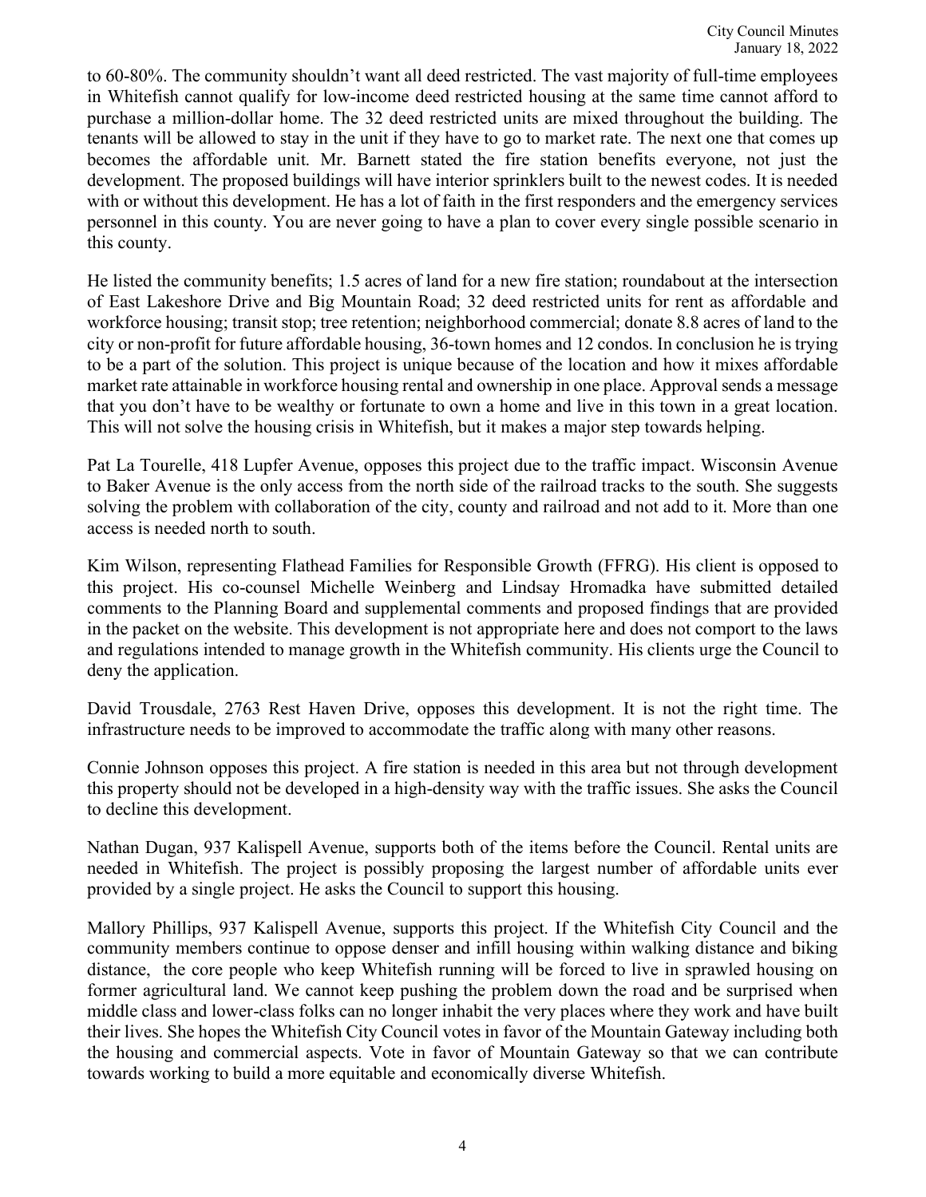to 60-80%. The community shouldn't want all deed restricted. The vast majority of full-time employees in Whitefish cannot qualify for low-income deed restricted housing at the same time cannot afford to purchase a million-dollar home. The 32 deed restricted units are mixed throughout the building. The tenants will be allowed to stay in the unit if they have to go to market rate. The next one that comes up becomes the affordable unit. Mr. Barnett stated the fire station benefits everyone, not just the development. The proposed buildings will have interior sprinklers built to the newest codes. It is needed with or without this development. He has a lot of faith in the first responders and the emergency services personnel in this county. You are never going to have a plan to cover every single possible scenario in this county.

He listed the community benefits; 1.5 acres of land for a new fire station; roundabout at the intersection of East Lakeshore Drive and Big Mountain Road; 32 deed restricted units for rent as affordable and workforce housing; transit stop; tree retention; neighborhood commercial; donate 8.8 acres of land to the city or non-profit for future affordable housing, 36-town homes and 12 condos. In conclusion he is trying to be a part of the solution. This project is unique because of the location and how it mixes affordable market rate attainable in workforce housing rental and ownership in one place. Approval sends a message that you don't have to be wealthy or fortunate to own a home and live in this town in a great location. This will not solve the housing crisis in Whitefish, but it makes a major step towards helping.

Pat La Tourelle, 418 Lupfer Avenue, opposes this project due to the traffic impact. Wisconsin Avenue to Baker Avenue is the only access from the north side of the railroad tracks to the south. She suggests solving the problem with collaboration of the city, county and railroad and not add to it. More than one access is needed north to south.

Kim Wilson, representing Flathead Families for Responsible Growth (FFRG). His client is opposed to this project. His co-counsel Michelle Weinberg and Lindsay Hromadka have submitted detailed comments to the Planning Board and supplemental comments and proposed findings that are provided in the packet on the website. This development is not appropriate here and does not comport to the laws and regulations intended to manage growth in the Whitefish community. His clients urge the Council to deny the application.

David Trousdale, 2763 Rest Haven Drive, opposes this development. It is not the right time. The infrastructure needs to be improved to accommodate the traffic along with many other reasons.

Connie Johnson opposes this project. A fire station is needed in this area but not through development this property should not be developed in a high-density way with the traffic issues. She asks the Council to decline this development.

Nathan Dugan, 937 Kalispell Avenue, supports both of the items before the Council. Rental units are needed in Whitefish. The project is possibly proposing the largest number of affordable units ever provided by a single project. He asks the Council to support this housing.

Mallory Phillips, 937 Kalispell Avenue, supports this project. If the Whitefish City Council and the community members continue to oppose denser and infill housing within walking distance and biking distance, the core people who keep Whitefish running will be forced to live in sprawled housing on former agricultural land. We cannot keep pushing the problem down the road and be surprised when middle class and lower-class folks can no longer inhabit the very places where they work and have built their lives. She hopes the Whitefish City Council votes in favor of the Mountain Gateway including both the housing and commercial aspects. Vote in favor of Mountain Gateway so that we can contribute towards working to build a more equitable and economically diverse Whitefish.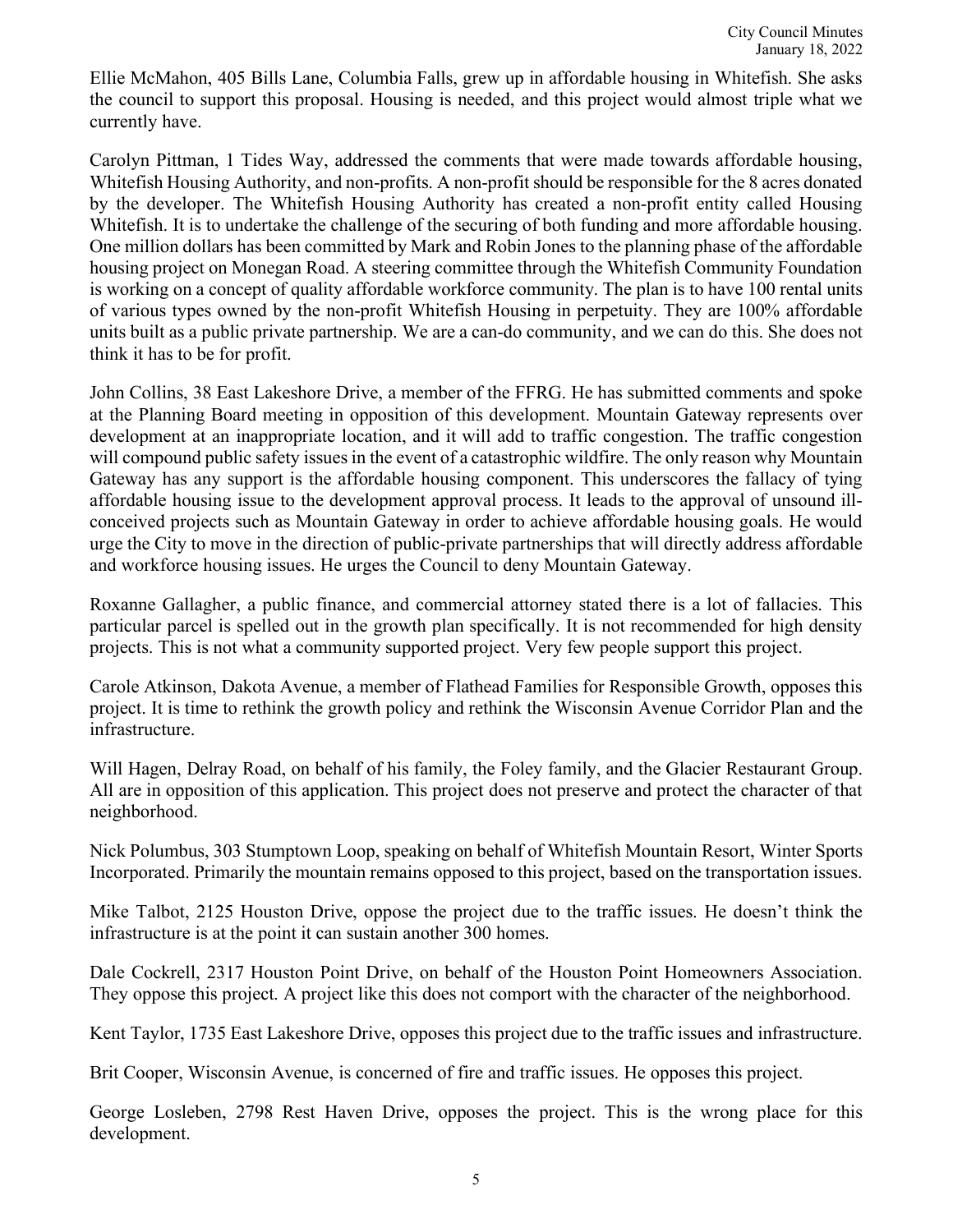Ellie McMahon, 405 Bills Lane, Columbia Falls, grew up in affordable housing in Whitefish. She asks the council to support this proposal. Housing is needed, and this project would almost triple what we currently have.

Carolyn Pittman, 1 Tides Way, addressed the comments that were made towards affordable housing, Whitefish Housing Authority, and non-profits. A non-profit should be responsible for the 8 acres donated by the developer. The Whitefish Housing Authority has created a non-profit entity called Housing Whitefish. It is to undertake the challenge of the securing of both funding and more affordable housing. One million dollars has been committed by Mark and Robin Jones to the planning phase of the affordable housing project on Monegan Road. A steering committee through the Whitefish Community Foundation is working on a concept of quality affordable workforce community. The plan is to have 100 rental units of various types owned by the non-profit Whitefish Housing in perpetuity. They are 100% affordable units built as a public private partnership. We are a can-do community, and we can do this. She does not think it has to be for profit.

John Collins, 38 East Lakeshore Drive, a member of the FFRG. He has submitted comments and spoke at the Planning Board meeting in opposition of this development. Mountain Gateway represents over development at an inappropriate location, and it will add to traffic congestion. The traffic congestion will compound public safety issues in the event of a catastrophic wildfire. The only reason why Mountain Gateway has any support is the affordable housing component. This underscores the fallacy of tying affordable housing issue to the development approval process. It leads to the approval of unsound ill-conceived projects such as Mountain Gateway in order to achieve affordable housing goals. He would urge the City to move in the direction of public-private partnerships that will directly address affordable and workforce housing issues. He urges the Council to deny Mountain Gateway.

Roxanne Gallagher, a public finance, and commercial attorney stated there is a lot of fallacies. This particular parcel is spelled out in the growth plan specifically. It is not recommended for high density projects. This is not what a community supported project. Very few people support this project.

Carole Atkinson, Dakota Avenue, a member of Flathead Families for Responsible Growth, opposes this project. It is time to rethink the growth policy and rethink the Wisconsin Avenue Corridor Plan and the infrastructure.

Will Hagen, Delray Road, on behalf of his family, the Foley family, and the Glacier Restaurant Group. All are in opposition of this application. This project does not preserve and protect the character of that neighborhood.

Nick Polumbus, 303 Stumptown Loop, speaking on behalf of Whitefish Mountain Resort, Winter Sports Incorporated. Primarily the mountain remains opposed to this project, based on the transportation issues.

Mike Talbot, 2125 Houston Drive, oppose the project due to the traffic issues. He doesn't think the infrastructure is at the point it can sustain another 300 homes.

Dale Cockrell, 2317 Houston Point Drive, on behalf of the Houston Point Homeowners Association. They oppose this project. A project like this does not comport with the character of the neighborhood.

Kent Taylor, 1735 East Lakeshore Drive, opposes this project due to the traffic issues and infrastructure.

Brit Cooper, Wisconsin Avenue, is concerned of fire and traffic issues. He opposes this project.

George Losleben, 2798 Rest Haven Drive, opposes the project. This is the wrong place for this development.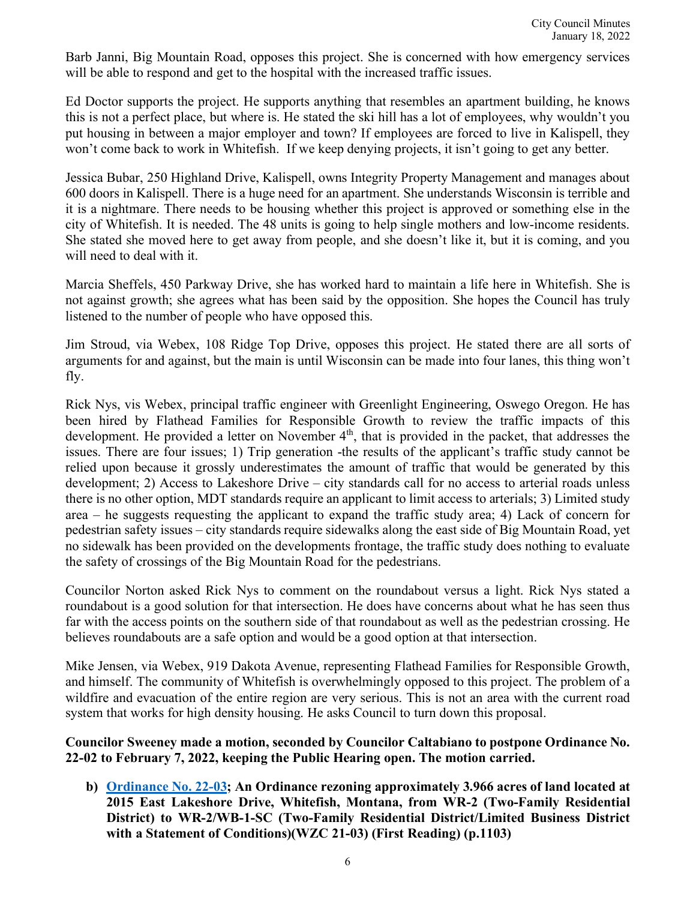Barb Janni, Big Mountain Road, opposes this project. She is concerned with how emergency services will be able to respond and get to the hospital with the increased traffic issues.

Ed Doctor supports the project. He supports anything that resembles an apartment building, he knows this is not a perfect place, but where is. He stated the ski hill has a lot of employees, why wouldn't you put housing in between a major employer and town? If employees are forced to live in Kalispell, they won't come back to work in Whitefish. If we keep denying projects, it isn't going to get any better.

Jessica Bubar, 250 Highland Drive, Kalispell, owns Integrity Property Management and manages about 600 doors in Kalispell. There is a huge need for an apartment. She understands Wisconsin is terrible and it is a nightmare. There needs to be housing whether this project is approved or something else in the city of Whitefish. It is needed. The 48 units is going to help single mothers and low-income residents. She stated she moved here to get away from people, and she doesn't like it, but it is coming, and you will need to deal with it.

Marcia Sheffels, 450 Parkway Drive, she has worked hard to maintain a life here in Whitefish. She is not against growth; she agrees what has been said by the opposition. She hopes the Council has truly listened to the number of people who have opposed this.

Jim Stroud, via Webex, 108 Ridge Top Drive, opposes this project. He stated there are all sorts of arguments for and against, but the main is until Wisconsin can be made into four lanes, this thing won't fly.

Rick Nys, vis Webex, principal traffic engineer with Greenlight Engineering, Oswego Oregon. He has been hired by Flathead Families for Responsible Growth to review the traffic impacts of this development. He provided a letter on November 4th, that is provided in the packet, that addresses the issues. There are four issues; 1) Trip generation -the results of the applicant's traffic study cannot be relied upon because it grossly underestimates the amount of traffic that would be generated by this development; 2) Access to Lakeshore Drive – city standards call for no access to arterial roads unless there is no other option, MDT standards require an applicant to limit access to arterials; 3) Limited study area – he suggests requesting the applicant to expand the traffic study area; 4) Lack of concern for pedestrian safety issues – city standards require sidewalks along the east side of Big Mountain Road, yet no sidewalk has been provided on the developments frontage, the traffic study does nothing to evaluate the safety of crossings of the Big Mountain Road for the pedestrians.

Councilor Norton asked Rick Nys to comment on the roundabout versus a light. Rick Nys stated a roundabout is a good solution for that intersection. He does have concerns about what he has seen thus far with the access points on the southern side of that roundabout as well as the pedestrian crossing. He believes roundabouts are a safe option and would be a good option at that intersection.

Mike Jensen, via Webex, 919 Dakota Avenue, representing Flathead Families for Responsible Growth, and himself. The community of Whitefish is overwhelmingly opposed to this project. The problem of a wildfire and evacuation of the entire region are very serious. This is not an area with the current road system that works for high density housing. He asks Council to turn down this proposal.

**Councilor Sweeney made a motion, seconded by Councilor Caltabiano to postpone Ordinance No. 22-02 to February 7, 2022, keeping the Public Hearing open. The motion carried.**

b) **Ordinance No. 22-03; An Ordinance rezoning approximately 3.966 acres of land located at 2015 East Lakeshore Drive, Whitefish, Montana, from WR-2 (Two-Family Residential District) to WR-2/WB-1-SC (Two-Family Residential District/Limited Business District with a Statement of Conditions)(WZC 21-03) (First Reading) (p.1103)**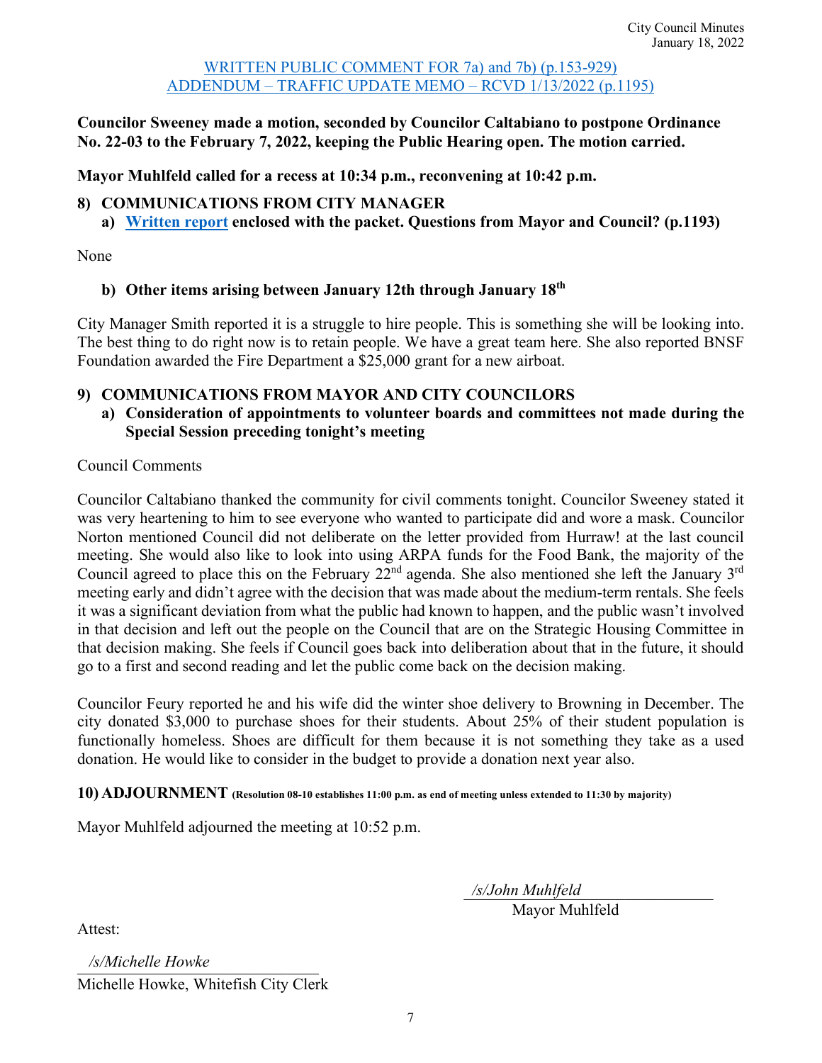[WRITTEN PUBLIC COMMENT FOR 7a) and 7b) (p.153-929)](#)
[ADDENDUM – TRAFFIC UPDATE MEMO – RCVD 1/13/2022 (p.1195)](#)

**Councilor Sweeney made a motion, seconded by Councilor Caltabiano to postpone Ordinance No. 22-03 to the February 7, 2022, keeping the Public Hearing open. The motion carried.**

**Mayor Muhlfeld called for a recess at 10:34 p.m., reconvening at 10:42 p.m.**

## 8) COMMUNICATIONS FROM CITY MANAGER

**a) [Written report](#) enclosed with the packet. Questions from Mayor and Council? (p.1193)**

None

**b) Other items arising between January 12th through January 18th**

City Manager Smith reported it is a struggle to hire people. This is something she will be looking into. The best thing to do right now is to retain people. We have a great team here. She also reported BNSF Foundation awarded the Fire Department a $25,000 grant for a new airboat.

## 9) COMMUNICATIONS FROM MAYOR AND CITY COUNCILORS

**a) Consideration of appointments to volunteer boards and committees not made during the Special Session preceding tonight's meeting**

Council Comments

Councilor Caltabiano thanked the community for civil comments tonight. Councilor Sweeney stated it was very heartening to him to see everyone who wanted to participate did and wore a mask. Councilor Norton mentioned Council did not deliberate on the letter provided from Hurraw! at the last council meeting. She would also like to look into using ARPA funds for the Food Bank, the majority of the Council agreed to place this on the February 22nd agenda. She also mentioned she left the January 3rd meeting early and didn't agree with the decision that was made about the medium-term rentals. She feels it was a significant deviation from what the public had known to happen, and the public wasn't involved in that decision and left out the people on the Council that are on the Strategic Housing Committee in that decision making. She feels if Council goes back into deliberation about that in the future, it should go to a first and second reading and let the public come back on the decision making.

Councilor Feury reported he and his wife did the winter shoe delivery to Browning in December. The city donated $3,000 to purchase shoes for their students. About 25% of their student population is functionally homeless. Shoes are difficult for them because it is not something they take as a used donation. He would like to consider in the budget to provide a donation next year also.

## 10) ADJOURNMENT (Resolution 08-10 establishes 11:00 p.m. as end of meeting unless extended to 11:30 by majority)

Mayor Muhlfeld adjourned the meeting at 10:52 p.m.

*/s/John Muhlfeld*
Mayor Muhlfeld

Attest:

*/s/Michelle Howke*
Michelle Howke, Whitefish City Clerk